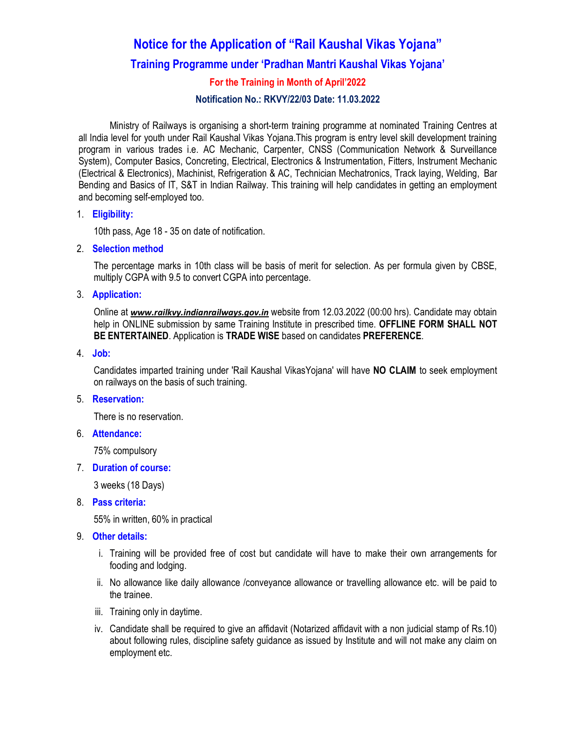# Notice for the Application of "Rail Kaushal Vikas Yojana"

## Training Programme under 'Pradhan Mantri Kaushal Vikas Yojana'

### For the Training in Month of April'2022

### Notification No.: RKVY/22/03 Date: 11.03.2022

Ministry of Railways is organising a short-term training programme at nominated Training Centres at all India level for youth under Rail Kaushal Vikas Yojana.This program is entry level skill development training program in various trades i.e. AC Mechanic, Carpenter, CNSS (Communication Network & Surveillance System), Computer Basics, Concreting, Electrical, Electronics & Instrumentation, Fitters, Instrument Mechanic (Electrical & Electronics), Machinist, Refrigeration & AC, Technician Mechatronics, Track laying, Welding, Bar Bending and Basics of IT, S&T in Indian Railway. This training will help candidates in getting an employment and becoming self-employed too.

1. **Eligibility:**

   10th pass, Age 18 - 35 on date of notification.

2. **Selection method**

   The percentage marks in 10th class will be basis of merit for selection. As per formula given by CBSE, multiply CGPA with 9.5 to convert CGPA into percentage.

3. **Application:**

   Online at ***www.railkvy.indianrailways.gov.in*** website from 12.03.2022 (00:00 hrs). Candidate may obtain help in ONLINE submission by same Training Institute in prescribed time. **OFFLINE FORM SHALL NOT BE ENTERTAINED**. Application is **TRADE WISE** based on candidates **PREFERENCE**.

4. **Job:**

   Candidates imparted training under 'Rail Kaushal VikasYojana' will have **NO CLAIM** to seek employment on railways on the basis of such training.

5. **Reservation:**

   There is no reservation.

6. **Attendance:**

   75% compulsory

7. **Duration of course:**

   3 weeks (18 Days)

8. **Pass criteria:**

   55% in written, 60% in practical

9. **Other details:**

   i. Training will be provided free of cost but candidate will have to make their own arrangements for fooding and lodging.

   ii. No allowance like daily allowance /conveyance allowance or travelling allowance etc. will be paid to the trainee.

   iii. Training only in daytime.

   iv. Candidate shall be required to give an affidavit (Notarized affidavit with a non judicial stamp of Rs.10) about following rules, discipline safety guidance as issued by Institute and will not make any claim on employment etc.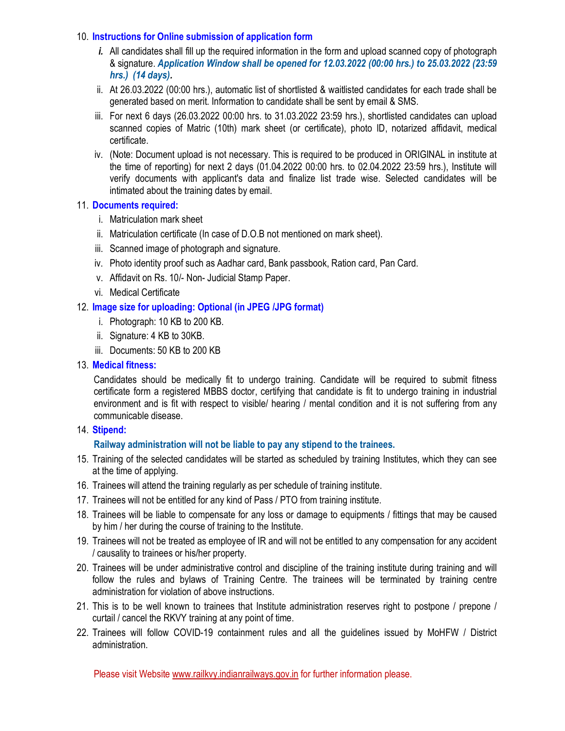10. **Instructions for Online submission of application form**

    *i.* All candidates shall fill up the required information in the form and upload scanned copy of photograph & signature. ***Application Window shall be opened for 12.03.2022 (00:00 hrs.) to 25.03.2022 (23:59 hrs.) (14 days).***

    ii. At 26.03.2022 (00:00 hrs.), automatic list of shortlisted & waitlisted candidates for each trade shall be generated based on merit. Information to candidate shall be sent by email & SMS.

    iii. For next 6 days (26.03.2022 00:00 hrs. to 31.03.2022 23:59 hrs.), shortlisted candidates can upload scanned copies of Matric (10th) mark sheet (or certificate), photo ID, notarized affidavit, medical certificate.

    iv. (Note: Document upload is not necessary. This is required to be produced in ORIGINAL in institute at the time of reporting) for next 2 days (01.04.2022 00:00 hrs. to 02.04.2022 23:59 hrs.), Institute will verify documents with applicant's data and finalize list trade wise. Selected candidates will be intimated about the training dates by email.

11. **Documents required:**

    i. Matriculation mark sheet

    ii. Matriculation certificate (In case of D.O.B not mentioned on mark sheet).

    iii. Scanned image of photograph and signature.

    iv. Photo identity proof such as Aadhar card, Bank passbook, Ration card, Pan Card.

    v. Affidavit on Rs. 10/- Non- Judicial Stamp Paper.

    vi. Medical Certificate

12. **Image size for uploading: Optional (in JPEG /JPG format)**

    i. Photograph: 10 KB to 200 KB.

    ii. Signature: 4 KB to 30KB.

    iii. Documents: 50 KB to 200 KB

13. **Medical fitness:**

    Candidates should be medically fit to undergo training. Candidate will be required to submit fitness certificate form a registered MBBS doctor, certifying that candidate is fit to undergo training in industrial environment and is fit with respect to visible/ hearing / mental condition and it is not suffering from any communicable disease.

14. **Stipend:**

    **Railway administration will not be liable to pay any stipend to the trainees.**

15. Training of the selected candidates will be started as scheduled by training Institutes, which they can see at the time of applying.
16. Trainees will attend the training regularly as per schedule of training institute.
17. Trainees will not be entitled for any kind of Pass / PTO from training institute.
18. Trainees will be liable to compensate for any loss or damage to equipments / fittings that may be caused by him / her during the course of training to the Institute.
19. Trainees will not be treated as employee of IR and will not be entitled to any compensation for any accident / causality to trainees or his/her property.
20. Trainees will be under administrative control and discipline of the training institute during training and will follow the rules and bylaws of Training Centre. The trainees will be terminated by training centre administration for violation of above instructions.
21. This is to be well known to trainees that Institute administration reserves right to postpone / prepone / curtail / cancel the RKVY training at any point of time.
22. Trainees will follow COVID-19 containment rules and all the guidelines issued by MoHFW / District administration.

Please visit Website www.railkvy.indianrailways.gov.in for further information please.